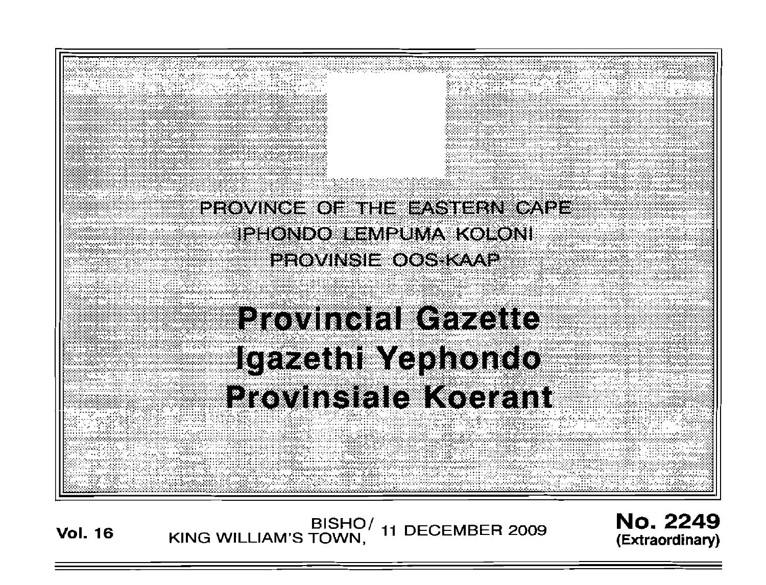PROVINCE OF THE EASTERN CAPE
IPHONDO LEMPUMA KOLONI
PROVINSIE OOS-KAAP

# Provincial Gazette
# Igazethi Yephondo
# Provinsiale Koerant

**Vol. 16** BISHO/ KING WILLIAM'S TOWN, 11 DECEMBER 2009 **No. 2249 (Extraordinary)**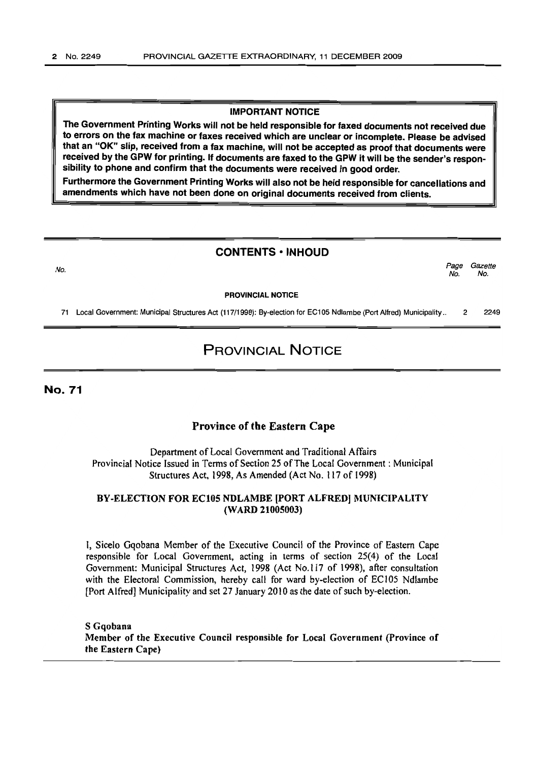**IMPORTANT NOTICE**

**The Government Printing Works will not be held responsible for faxed documents not received due to errors on the fax machine or faxes received which are unclear or incomplete. Please be advised that an "OK" slip, received from a fax machine, will not be accepted as proof that documents were received by the GPW for printing. If documents are faxed to the GPW it will be the sender's responsibility to phone and confirm that the documents were received in good order.**

**Furthermore the Government Printing Works will also not be held responsible for cancellations and amendments which have not been done on original documents received from clients.**

## CONTENTS • INHOUD

| No. | | Page No. | Gazette No. |
|---|---|---|---|
| | **PROVINCIAL NOTICE** | | |
| 71 | Local Government: Municipal Structures Act (117/1998): By-election for EC105 Ndlambe (Port Alfred) Municipality.. | 2 | 2249 |

# PROVINCIAL NOTICE

## No. 71

### Province of the Eastern Cape

Department of Local Government and Traditional Affairs
Provincial Notice Issued in Terms of Section 25 of The Local Government : Municipal Structures Act, 1998, As Amended (Act No. 117 of 1998)

### BY-ELECTION FOR EC105 NDLAMBE [PORT ALFRED] MUNICIPALITY (WARD 21005003)

I, Sicelo Gqobana Member of the Executive Council of the Province of Eastern Cape responsible for Local Government, acting in terms of section 25(4) of the Local Government: Municipal Structures Act, 1998 (Act No.117 of 1998), after consultation with the Electoral Commission, hereby call for ward by-election of EC105 Ndlambe [Port Alfred] Municipality and set 27 January 2010 as the date of such by-election.

**S Gqobana**
**Member of the Executive Council responsible for Local Government (Province of the Eastern Cape)**